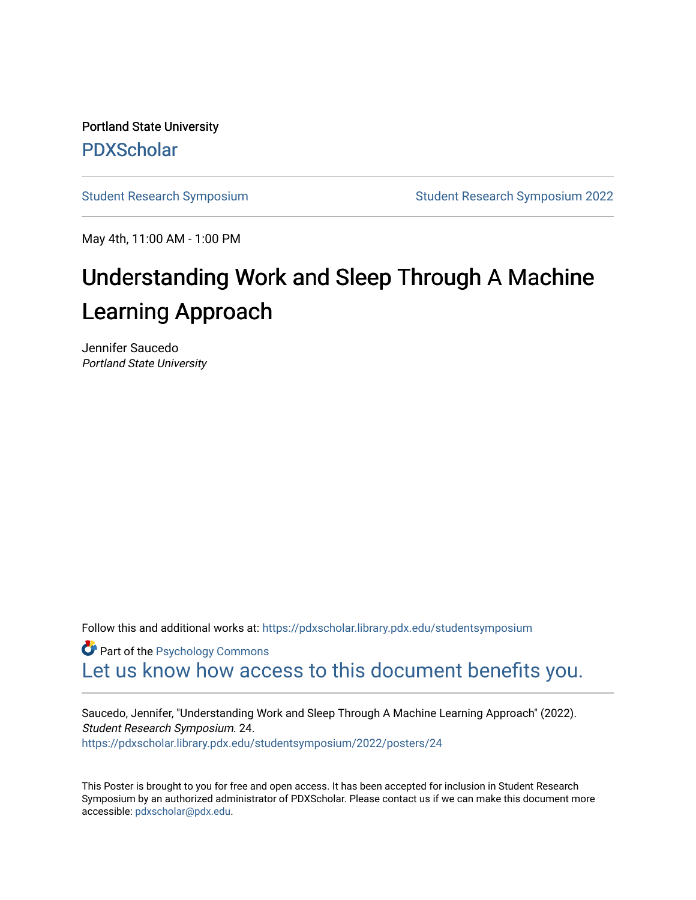Portland State University

PDXScholar

Student Research Symposium | Student Research Symposium 2022

May 4th, 11:00 AM - 1:00 PM

# Understanding Work and Sleep Through A Machine Learning Approach

Jennifer Saucedo
*Portland State University*

Follow this and additional works at: https://pdxscholar.library.pdx.edu/studentsymposium

Part of the Psychology Commons

Let us know how access to this document benefits you.

Saucedo, Jennifer, "Understanding Work and Sleep Through A Machine Learning Approach" (2022). *Student Research Symposium*. 24.
https://pdxscholar.library.pdx.edu/studentsymposium/2022/posters/24

This Poster is brought to you for free and open access. It has been accepted for inclusion in Student Research Symposium by an authorized administrator of PDXScholar. Please contact us if we can make this document more accessible: pdxscholar@pdx.edu.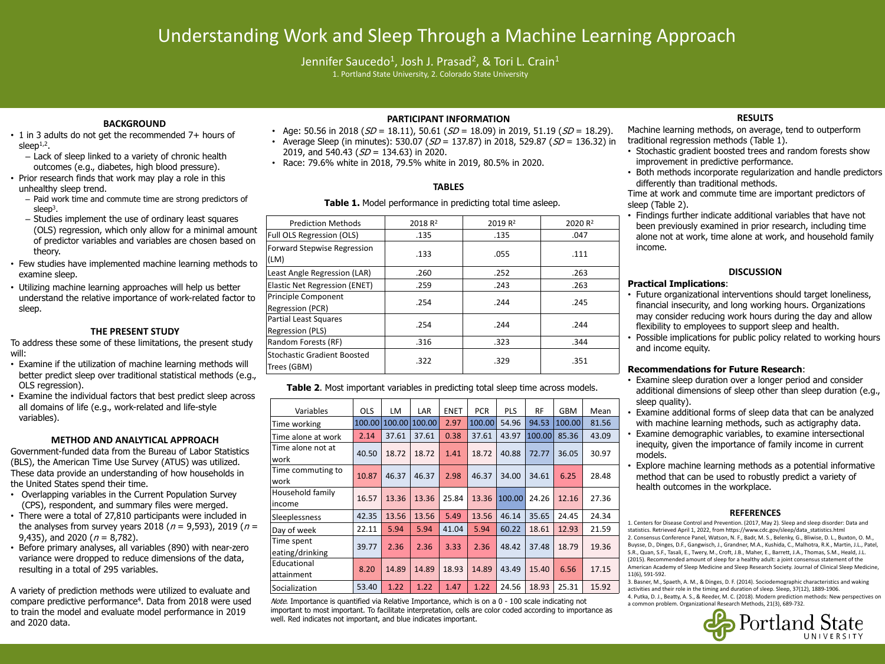# Understanding Work and Sleep Through a Machine Learning Approach

Jennifer Saucedo[1], Josh J. Prasad[2], & Tori L. Crain[1]

1. Portland State University, 2. Colorado State University

## BACKGROUND

- 1 in 3 adults do not get the recommended 7+ hours of sleep[1,2].
  - Lack of sleep linked to a variety of chronic health outcomes (e.g., diabetes, high blood pressure).
- Prior research finds that work may play a role in this unhealthy sleep trend.
  - Paid work time and commute time are strong predictors of sleep[3].
  - Studies implement the use of ordinary least squares (OLS) regression, which only allow for a minimal amount of predictor variables and variables are chosen based on theory.
- Few studies have implemented machine learning methods to examine sleep.
- Utilizing machine learning approaches will help us better understand the relative importance of work-related factor to sleep.

## THE PRESENT STUDY

To address these some of these limitations, the present study will:

- Examine if the utilization of machine learning methods will better predict sleep over traditional statistical methods (e.g., OLS regression).
- Examine the individual factors that best predict sleep across all domains of life (e.g., work-related and life-style variables).

## METHOD AND ANALYTICAL APPROACH

Government-funded data from the Bureau of Labor Statistics (BLS), the American Time Use Survey (ATUS) was utilized. These data provide an understanding of how households in the United States spend their time.

- Overlapping variables in the Current Population Survey (CPS), respondent, and summary files were merged.
- There were a total of 27,810 participants were included in the analyses from survey years 2018 ($n$ = 9,593), 2019 ($n$ = 9,435), and 2020 ($n$ = 8,782).
- Before primary analyses, all variables (890) with near-zero variance were dropped to reduce dimensions of the data, resulting in a total of 295 variables.

A variety of prediction methods were utilized to evaluate and compare predictive performance[4]. Data from 2018 were used to train the model and evaluate model performance in 2019 and 2020 data.

## PARTICIPANT INFORMATION

- Age: 50.56 in 2018 ($SD$ = 18.11), 50.61 ($SD$ = 18.09) in 2019, 51.19 ($SD$ = 18.29).
- Average Sleep (in minutes): 530.07 ($SD$ = 137.87) in 2018, 529.87 ($SD$ = 136.32) in 2019, and 540.43 ($SD$ = 134.63) in 2020.
- Race: 79.6% white in 2018, 79.5% white in 2019, 80.5% in 2020.

## TABLES

**Table 1.** Model performance in predicting total time asleep.

| Prediction Methods | 2018 $R^2$ | 2019 $R^2$ | 2020 $R^2$ |
|---|---|---|---|
| Full OLS Regression (OLS) | .135 | .135 | .047 |
| Forward Stepwise Regression (LM) | .133 | .055 | .111 |
| Least Angle Regression (LAR) | .260 | .252 | .263 |
| Elastic Net Regression (ENET) | .259 | .243 | .263 |
| Principle Component Regression (PCR) | .254 | .244 | .245 |
| Partial Least Squares Regression (PLS) | .254 | .244 | .244 |
| Random Forests (RF) | .316 | .323 | .344 |
| Stochastic Gradient Boosted Trees (GBM) | .322 | .329 | .351 |

**Table 2**. Most important variables in predicting total sleep time across models.

| Variables | OLS | LM | LAR | ENET | PCR | PLS | RF | GBM | Mean |
|---|---|---|---|---|---|---|---|---|---|
| Time working | 100.00 | 100.00 | 100.00 | 2.97 | 100.00 | 54.96 | 94.53 | 100.00 | 81.56 |
| Time alone at work | 2.14 | 37.61 | 37.61 | 0.38 | 37.61 | 43.97 | 100.00 | 85.36 | 43.09 |
| Time alone not at work | 40.50 | 18.72 | 18.72 | 1.41 | 18.72 | 40.88 | 72.77 | 36.05 | 30.97 |
| Time commuting to work | 10.87 | 46.37 | 46.37 | 2.98 | 46.37 | 34.00 | 34.61 | 6.25 | 28.48 |
| Household family income | 16.57 | 13.36 | 13.36 | 25.84 | 13.36 | 100.00 | 24.26 | 12.16 | 27.36 |
| Sleeplessness | 42.35 | 13.56 | 13.56 | 5.49 | 13.56 | 46.14 | 35.65 | 24.45 | 24.34 |
| Day of week | 22.11 | 5.94 | 5.94 | 41.04 | 5.94 | 60.22 | 18.61 | 12.93 | 21.59 |
| Time spent eating/drinking | 39.77 | 2.36 | 2.36 | 3.33 | 2.36 | 48.42 | 37.48 | 18.79 | 19.36 |
| Educational attainment | 8.20 | 14.89 | 14.89 | 18.93 | 14.89 | 43.49 | 15.40 | 6.56 | 17.15 |
| Socialization | 53.40 | 1.22 | 1.22 | 1.47 | 1.22 | 24.56 | 18.93 | 25.31 | 15.92 |

*Note.* Importance is quantified via Relative Importance, which is on a 0 - 100 scale indicating not important to most important. To facilitate interpretation, cells are color coded according to importance as well. Red indicates not important, and blue indicates important.

## RESULTS

Machine learning methods, on average, tend to outperform traditional regression methods (Table 1).

- Stochastic gradient boosted trees and random forests show improvement in predictive performance.
- Both methods incorporate regularization and handle predictors differently than traditional methods.

Time at work and commute time are important predictors of sleep (Table 2).

- Findings further indicate additional variables that have not been examined in prior research, including time alone not at work, time alone at work, and household family income.

## DISCUSSION

**Practical Implications**:

- Future organizational interventions should target loneliness, financial insecurity, and long working hours. Organizations may consider reducing work hours during the day and allow flexibility to employees to support sleep and health.
- Possible implications for public policy related to working hours and income equity.

**Recommendations for Future Research**:

- Examine sleep duration over a longer period and consider additional dimensions of sleep other than sleep duration (e.g., sleep quality).
- Examine additional forms of sleep data that can be analyzed with machine learning methods, such as actigraphy data.
- Examine demographic variables, to examine intersectional inequity, given the importance of family income in current models.
- Explore machine learning methods as a potential informative method that can be used to robustly predict a variety of health outcomes in the workplace.

## REFERENCES

1. Centers for Disease Control and Prevention. (2017, May 2). Sleep and sleep disorder: Data and statistics. Retrieved April 1, 2022, from https://www.cdc.gov/sleep/data_statistics.html
2. Consensus Conference Panel, Watson, N. F., Badr, M. S., Belenky, G., Bliwise, D. L., Buxton, O. M., Buysse, D., Dinges, D.F., Gangwisch, J., Grandner, M.A., Kushida, C., Malhotra, R.K., Martin, J.L., Patel, S.R., Quan, S.F., Tasali, E., Twery, M., Croft, J.B., Maher, E., Barrett, J.A., Thomas, S.M., Heald, J.L. (2015). Recommended amount of sleep for a healthy adult: a joint consensus statement of the American Academy of Sleep Medicine and Sleep Research Society. Journal of Clinical Sleep Medicine, 11(6), 591-592.
3. Basner, M., Spaeth, A. M., & Dinges, D. F. (2014). Sociodemographic characteristics and waking activities and their role in the timing and duration of sleep. Sleep, 37(12), 1889-1906.
4. Putka, D. J., Beatty, A. S., & Reeder, M. C. (2018). Modern prediction methods: New perspectives on a common problem. Organizational Research Methods, 21(3), 689-732.

Portland State UNIVERSITY